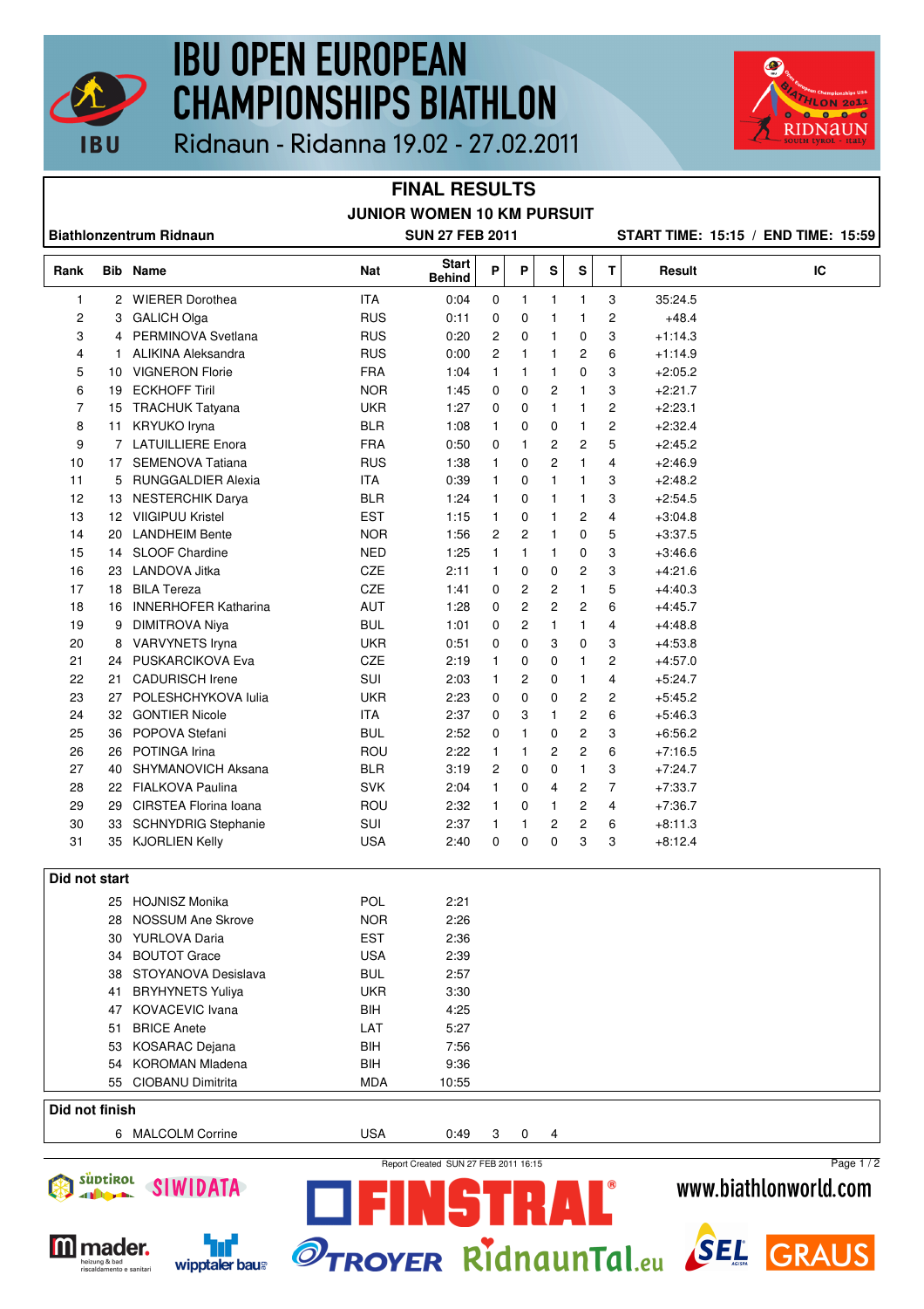# IBU OPEN EUROPEAN CHAMPIONSHIPS BIATHLON

Ridnaun - Ridanna 19.02 - 27.02.2011

## FINAL RESULTS

### JUNIOR WOMEN 10 KM PURSUIT

**Biathlonzentrum Ridnaun** — **SUN 27 FEB 2011** — **START TIME: 15:15 / END TIME: 15:59**

| Rank | Bib | Name | Nat | Start Behind | P | P | S | S | T | Result | IC |
|---|---|---|---|---|---|---|---|---|---|---|---|
| 1 | 2 | WIERER Dorothea | ITA | 0:04 | 0 | 1 | 1 | 1 | 3 | 35:24.5 | |
| 2 | 3 | GALICH Olga | RUS | 0:11 | 0 | 0 | 1 | 1 | 2 | +48.4 | |
| 3 | 4 | PERMINOVA Svetlana | RUS | 0:20 | 2 | 0 | 1 | 0 | 3 | +1:14.3 | |
| 4 | 1 | ALIKINA Aleksandra | RUS | 0:00 | 2 | 1 | 1 | 2 | 6 | +1:14.9 | |
| 5 | 10 | VIGNERON Florie | FRA | 1:04 | 1 | 1 | 1 | 0 | 3 | +2:05.2 | |
| 6 | 19 | ECKHOFF Tiril | NOR | 1:45 | 0 | 0 | 2 | 1 | 3 | +2:21.7 | |
| 7 | 15 | TRACHUK Tatyana | UKR | 1:27 | 0 | 0 | 1 | 1 | 2 | +2:23.1 | |
| 8 | 11 | KRYUKO Iryna | BLR | 1:08 | 1 | 0 | 0 | 1 | 2 | +2:32.4 | |
| 9 | 7 | LATUILLIERE Enora | FRA | 0:50 | 0 | 1 | 2 | 2 | 5 | +2:45.2 | |
| 10 | 17 | SEMENOVA Tatiana | RUS | 1:38 | 1 | 0 | 2 | 1 | 4 | +2:46.9 | |
| 11 | 5 | RUNGGALDIER Alexia | ITA | 0:39 | 1 | 0 | 1 | 1 | 3 | +2:48.2 | |
| 12 | 13 | NESTERCHIK Darya | BLR | 1:24 | 1 | 0 | 1 | 1 | 3 | +2:54.5 | |
| 13 | 12 | VIIGIPUU Kristel | EST | 1:15 | 1 | 0 | 1 | 2 | 4 | +3:04.8 | |
| 14 | 20 | LANDHEIM Bente | NOR | 1:56 | 2 | 2 | 1 | 0 | 5 | +3:37.5 | |
| 15 | 14 | SLOOF Chardine | NED | 1:25 | 1 | 1 | 1 | 0 | 3 | +3:46.6 | |
| 16 | 23 | LANDOVA Jitka | CZE | 2:11 | 1 | 0 | 0 | 2 | 3 | +4:21.6 | |
| 17 | 18 | BILA Tereza | CZE | 1:41 | 0 | 2 | 2 | 1 | 5 | +4:40.3 | |
| 18 | 16 | INNERHOFER Katharina | AUT | 1:28 | 0 | 2 | 2 | 2 | 6 | +4:45.7 | |
| 19 | 9 | DIMITROVA Niya | BUL | 1:01 | 0 | 2 | 1 | 1 | 4 | +4:48.8 | |
| 20 | 8 | VARVYNETS Iryna | UKR | 0:51 | 0 | 0 | 3 | 0 | 3 | +4:53.8 | |
| 21 | 24 | PUSKARCIKOVA Eva | CZE | 2:19 | 1 | 0 | 0 | 1 | 2 | +4:57.0 | |
| 22 | 21 | CADURISCH Irene | SUI | 2:03 | 1 | 2 | 0 | 1 | 4 | +5:24.7 | |
| 23 | 27 | POLESHCHYKOVA Iulia | UKR | 2:23 | 0 | 0 | 0 | 2 | 2 | +5:45.2 | |
| 24 | 32 | GONTIER Nicole | ITA | 2:37 | 0 | 3 | 1 | 2 | 6 | +5:46.3 | |
| 25 | 36 | POPOVA Stefani | BUL | 2:52 | 0 | 1 | 0 | 2 | 3 | +6:56.2 | |
| 26 | 26 | POTINGA Irina | ROU | 2:22 | 1 | 1 | 2 | 2 | 6 | +7:16.5 | |
| 27 | 40 | SHYMANOVICH Aksana | BLR | 3:19 | 2 | 0 | 0 | 1 | 3 | +7:24.7 | |
| 28 | 22 | FIALKOVA Paulina | SVK | 2:04 | 1 | 0 | 4 | 2 | 7 | +7:33.7 | |
| 29 | 29 | CIRSTEA Florina Ioana | ROU | 2:32 | 1 | 0 | 1 | 2 | 4 | +7:36.7 | |
| 30 | 33 | SCHNYDRIG Stephanie | SUI | 2:37 | 1 | 1 | 2 | 2 | 6 | +8:11.3 | |
| 31 | 35 | KJORLIEN Kelly | USA | 2:40 | 0 | 0 | 0 | 3 | 3 | +8:12.4 | |

**Did not start**

| Bib | Name | Nat | Start Behind |
|---|---|---|---|
| 25 | HOJNISZ Monika | POL | 2:21 |
| 28 | NOSSUM Ane Skrove | NOR | 2:26 |
| 30 | YURLOVA Daria | EST | 2:36 |
| 34 | BOUTOT Grace | USA | 2:39 |
| 38 | STOYANOVA Desislava | BUL | 2:57 |
| 41 | BRYHYNETS Yuliya | UKR | 3:30 |
| 47 | KOVACEVIC Ivana | BIH | 4:25 |
| 51 | BRICE Anete | LAT | 5:27 |
| 53 | KOSARAC Dejana | BIH | 7:56 |
| 54 | KOROMAN Mladena | BIH | 9:36 |
| 55 | CIOBANU Dimitrita | MDA | 10:55 |

**Did not finish**

| Bib | Name | Nat | Start Behind | P | P | S |
|---|---|---|---|---|---|---|
| 6 | MALCOLM Corrine | USA | 0:49 | 3 | 0 | 4 |

Report Created SUN 27 FEB 2011 16:15

www.biathlonworld.com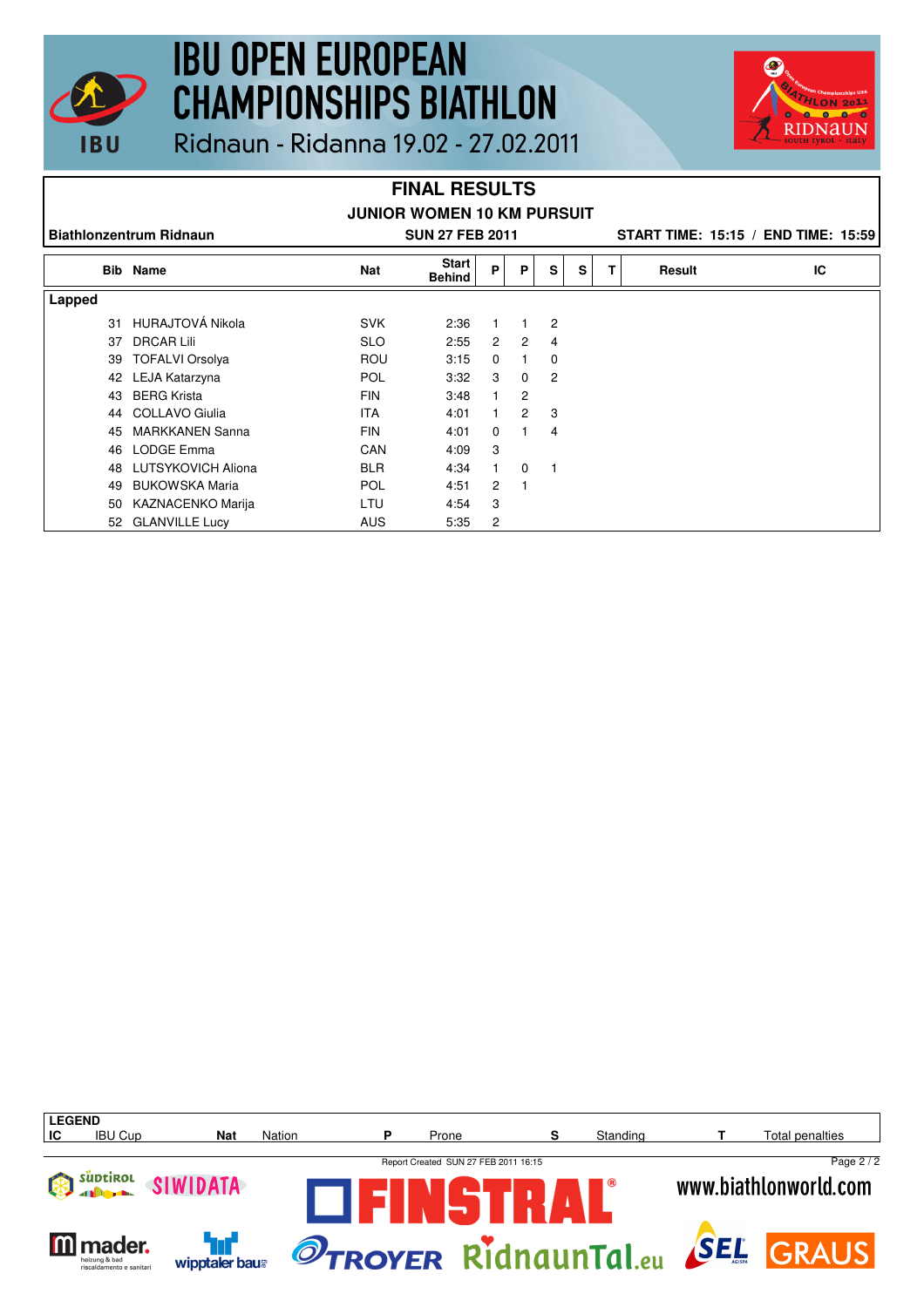# IBU OPEN EUROPEAN CHAMPIONSHIPS BIATHLON

Ridnaun - Ridanna 19.02 - 27.02.2011

## FINAL RESULTS

### JUNIOR WOMEN 10 KM PURSUIT

**Biathlonzentrum Ridnaun** | **SUN 27 FEB 2011** | **START TIME: 15:15 / END TIME: 15:59**

| Bib | Name | Nat | Start Behind | P | P | S | S | T | Result | IC |
|---|---|---|---|---|---|---|---|---|---|---|
| **Lapped** | | | | | | | | | | |
| 31 | HURAJTOVÁ Nikola | SVK | 2:36 | 1 | 1 | 2 | | | | |
| 37 | DRCAR Lili | SLO | 2:55 | 2 | 2 | 4 | | | | |
| 39 | TOFALVI Orsolya | ROU | 3:15 | 0 | 1 | 0 | | | | |
| 42 | LEJA Katarzyna | POL | 3:32 | 3 | 0 | 2 | | | | |
| 43 | BERG Krista | FIN | 3:48 | 1 | 2 | | | | | |
| 44 | COLLAVO Giulia | ITA | 4:01 | 1 | 2 | 3 | | | | |
| 45 | MARKKANEN Sanna | FIN | 4:01 | 0 | 1 | 4 | | | | |
| 46 | LODGE Emma | CAN | 4:09 | 3 | | | | | | |
| 48 | LUTSYKOVICH Aliona | BLR | 4:34 | 1 | 0 | 1 | | | | |
| 49 | BUKOWSKA Maria | POL | 4:51 | 2 | 1 | | | | | |
| 50 | KAZNACENKO Marija | LTU | 4:54 | 3 | | | | | | |
| 52 | GLANVILLE Lucy | AUS | 5:35 | 2 | | | | | | |

**LEGEND**

| | | | | | | | | | |
|---|---|---|---|---|---|---|---|---|---|
| **IC** | IBU Cup | **Nat** | Nation | **P** | Prone | **S** | Standing | **T** | Total penalties |

Report Created SUN 27 FEB 2011 16:15

www.biathlonworld.com